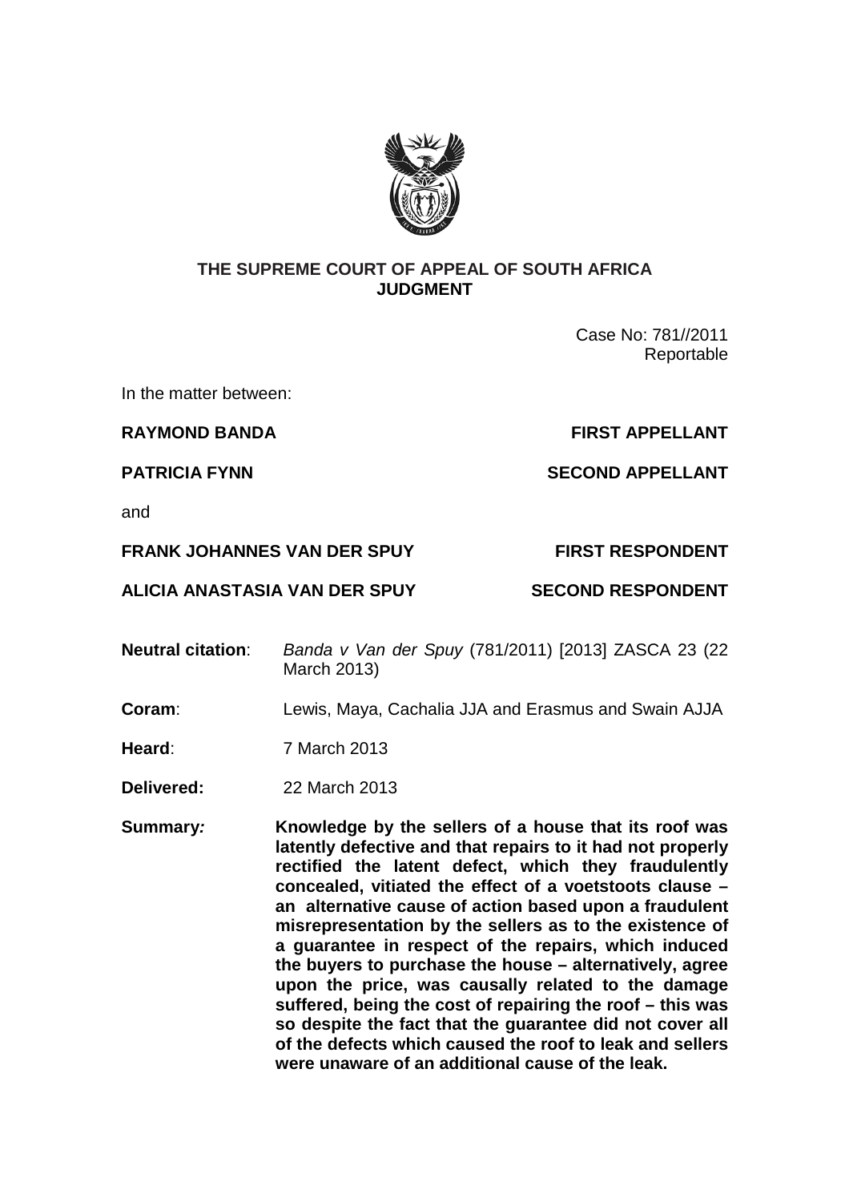**THE SUPREME COURT OF APPEAL OF SOUTH AFRICA**
**JUDGMENT**

Case No: 781//2011
Reportable

In the matter between:

**RAYMOND BANDA** — **FIRST APPELLANT**

**PATRICIA FYNN** — **SECOND APPELLANT**

and

**FRANK JOHANNES VAN DER SPUY** — **FIRST RESPONDENT**

**ALICIA ANASTASIA VAN DER SPUY** — **SECOND RESPONDENT**

**Neutral citation**: *Banda v Van der Spuy* (781/2011) [2013] ZASCA 23 (22 March 2013)

**Coram**: Lewis, Maya, Cachalia JJA and Erasmus and Swain AJJA

**Heard**: 7 March 2013

**Delivered:** 22 March 2013

**Summary***:* **Knowledge by the sellers of a house that its roof was latently defective and that repairs to it had not properly rectified the latent defect, which they fraudulently concealed, vitiated the effect of a voetstoots clause – an alternative cause of action based upon a fraudulent misrepresentation by the sellers as to the existence of a guarantee in respect of the repairs, which induced the buyers to purchase the house – alternatively, agree upon the price, was causally related to the damage suffered, being the cost of repairing the roof – this was so despite the fact that the guarantee did not cover all of the defects which caused the roof to leak and sellers were unaware of an additional cause of the leak.**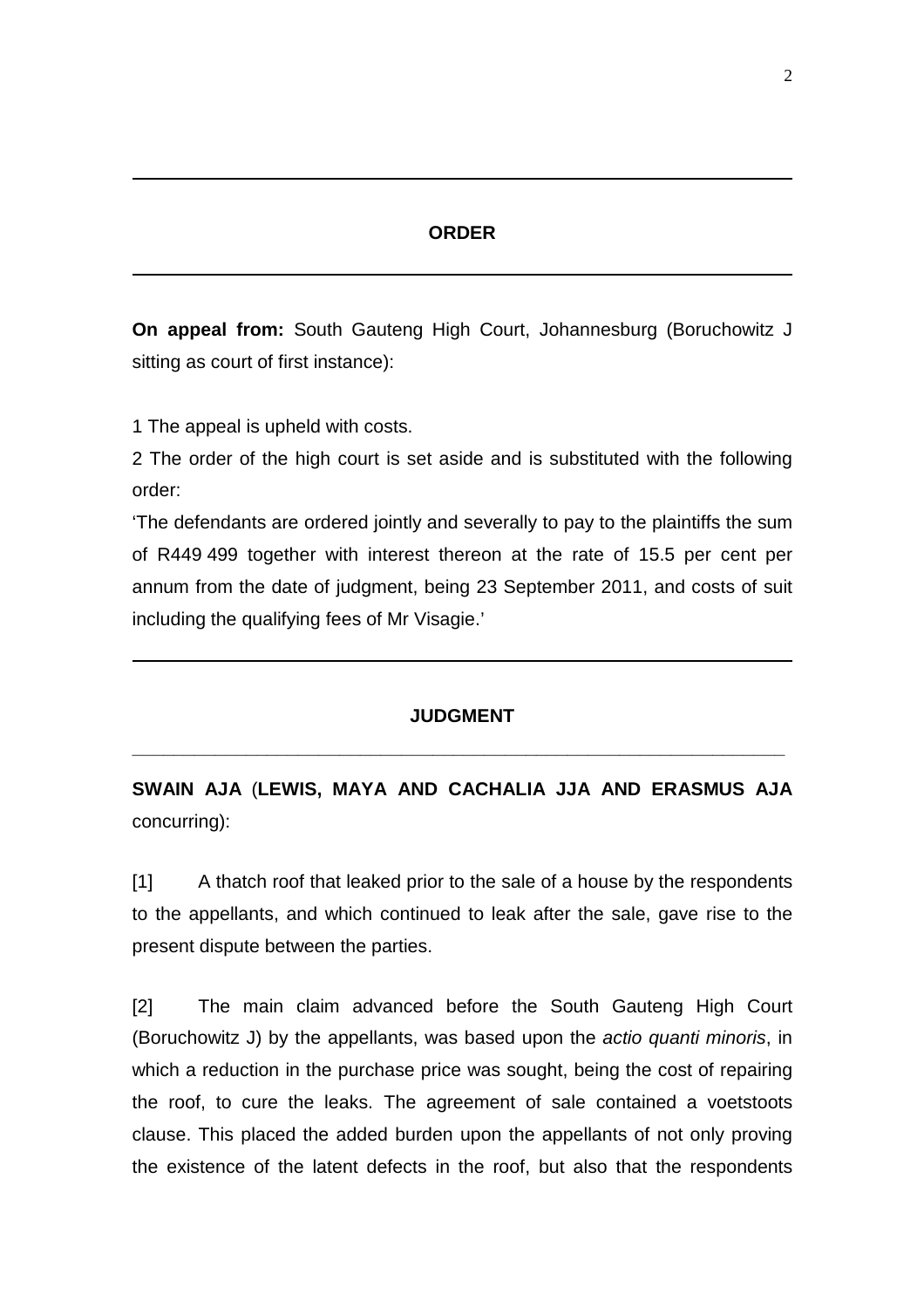## ORDER

**On appeal from:** South Gauteng High Court, Johannesburg (Boruchowitz J sitting as court of first instance):

1 The appeal is upheld with costs.

2 The order of the high court is set aside and is substituted with the following order:

'The defendants are ordered jointly and severally to pay to the plaintiffs the sum of R449 499 together with interest thereon at the rate of 15.5 per cent per annum from the date of judgment, being 23 September 2011, and costs of suit including the qualifying fees of Mr Visagie.'

## JUDGMENT

**SWAIN AJA** (**LEWIS, MAYA AND CACHALIA JJA AND ERASMUS AJA** concurring):

[1] A thatch roof that leaked prior to the sale of a house by the respondents to the appellants, and which continued to leak after the sale, gave rise to the present dispute between the parties.

[2] The main claim advanced before the South Gauteng High Court (Boruchowitz J) by the appellants, was based upon the *actio quanti minoris*, in which a reduction in the purchase price was sought, being the cost of repairing the roof, to cure the leaks. The agreement of sale contained a voetstoots clause. This placed the added burden upon the appellants of not only proving the existence of the latent defects in the roof, but also that the respondents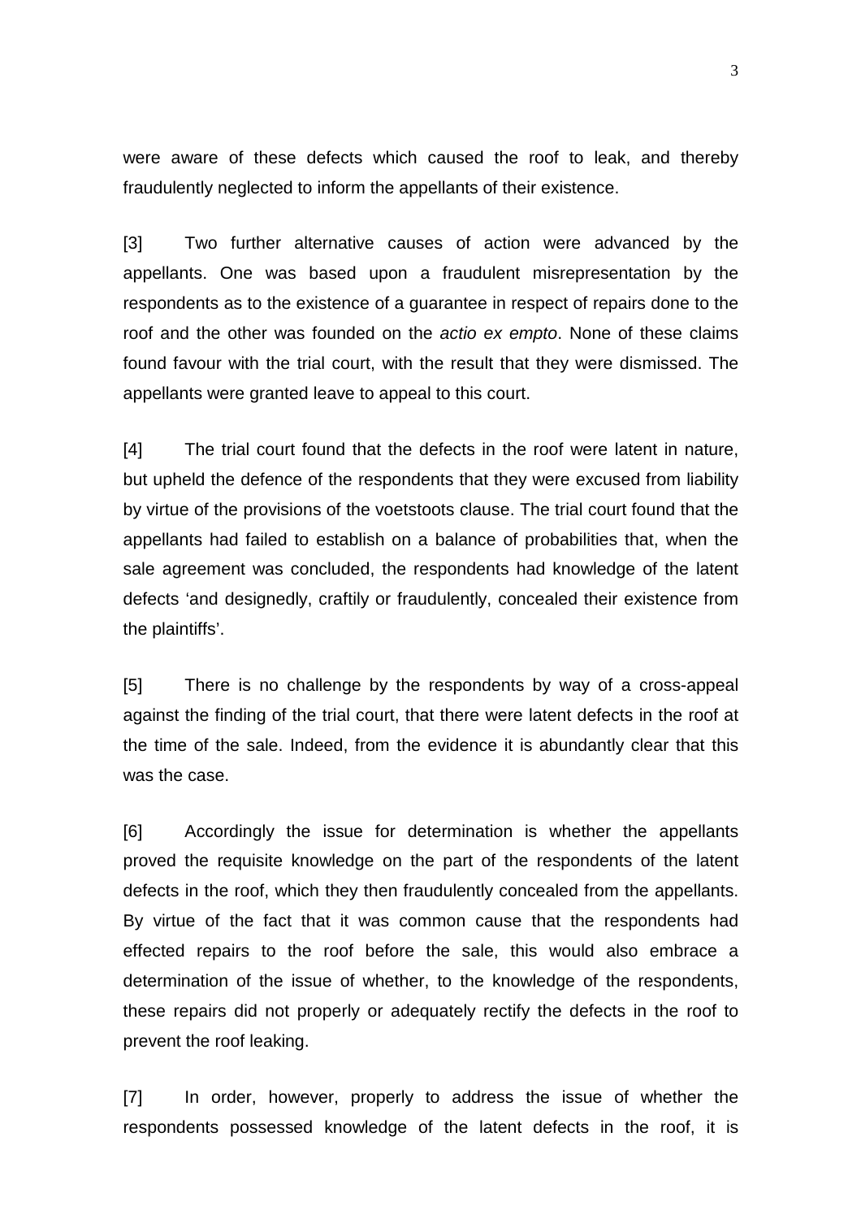were aware of these defects which caused the roof to leak, and thereby fraudulently neglected to inform the appellants of their existence.

[3] Two further alternative causes of action were advanced by the appellants. One was based upon a fraudulent misrepresentation by the respondents as to the existence of a guarantee in respect of repairs done to the roof and the other was founded on the *actio ex empto*. None of these claims found favour with the trial court, with the result that they were dismissed. The appellants were granted leave to appeal to this court.

[4] The trial court found that the defects in the roof were latent in nature, but upheld the defence of the respondents that they were excused from liability by virtue of the provisions of the voetstoots clause. The trial court found that the appellants had failed to establish on a balance of probabilities that, when the sale agreement was concluded, the respondents had knowledge of the latent defects 'and designedly, craftily or fraudulently, concealed their existence from the plaintiffs'.

[5] There is no challenge by the respondents by way of a cross-appeal against the finding of the trial court, that there were latent defects in the roof at the time of the sale. Indeed, from the evidence it is abundantly clear that this was the case.

[6] Accordingly the issue for determination is whether the appellants proved the requisite knowledge on the part of the respondents of the latent defects in the roof, which they then fraudulently concealed from the appellants. By virtue of the fact that it was common cause that the respondents had effected repairs to the roof before the sale, this would also embrace a determination of the issue of whether, to the knowledge of the respondents, these repairs did not properly or adequately rectify the defects in the roof to prevent the roof leaking.

[7] In order, however, properly to address the issue of whether the respondents possessed knowledge of the latent defects in the roof, it is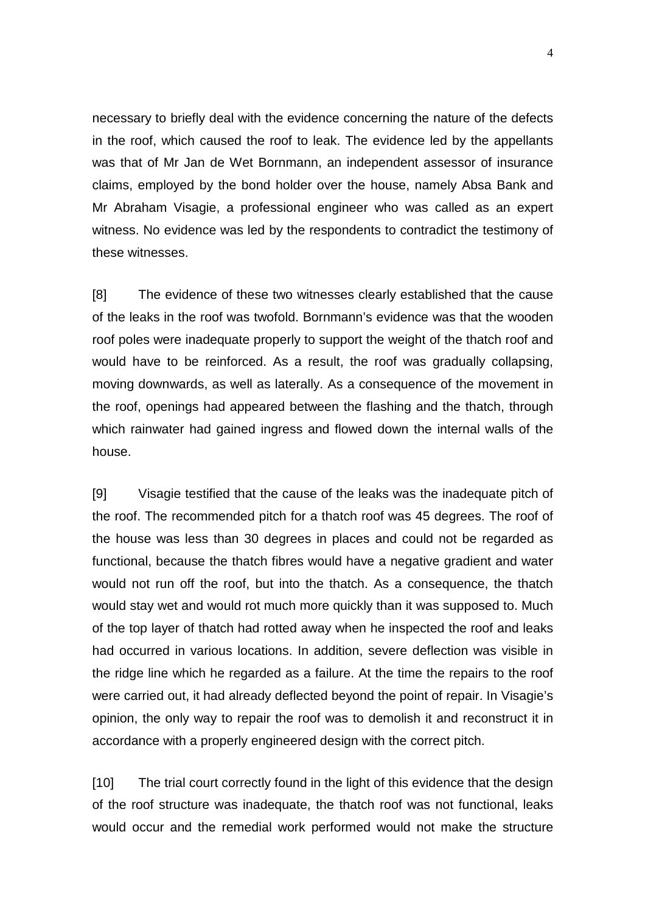necessary to briefly deal with the evidence concerning the nature of the defects in the roof, which caused the roof to leak. The evidence led by the appellants was that of Mr Jan de Wet Bornmann, an independent assessor of insurance claims, employed by the bond holder over the house, namely Absa Bank and Mr Abraham Visagie, a professional engineer who was called as an expert witness. No evidence was led by the respondents to contradict the testimony of these witnesses.

[8] The evidence of these two witnesses clearly established that the cause of the leaks in the roof was twofold. Bornmann's evidence was that the wooden roof poles were inadequate properly to support the weight of the thatch roof and would have to be reinforced. As a result, the roof was gradually collapsing, moving downwards, as well as laterally. As a consequence of the movement in the roof, openings had appeared between the flashing and the thatch, through which rainwater had gained ingress and flowed down the internal walls of the house.

[9] Visagie testified that the cause of the leaks was the inadequate pitch of the roof. The recommended pitch for a thatch roof was 45 degrees. The roof of the house was less than 30 degrees in places and could not be regarded as functional, because the thatch fibres would have a negative gradient and water would not run off the roof, but into the thatch. As a consequence, the thatch would stay wet and would rot much more quickly than it was supposed to. Much of the top layer of thatch had rotted away when he inspected the roof and leaks had occurred in various locations. In addition, severe deflection was visible in the ridge line which he regarded as a failure. At the time the repairs to the roof were carried out, it had already deflected beyond the point of repair. In Visagie's opinion, the only way to repair the roof was to demolish it and reconstruct it in accordance with a properly engineered design with the correct pitch.

[10] The trial court correctly found in the light of this evidence that the design of the roof structure was inadequate, the thatch roof was not functional, leaks would occur and the remedial work performed would not make the structure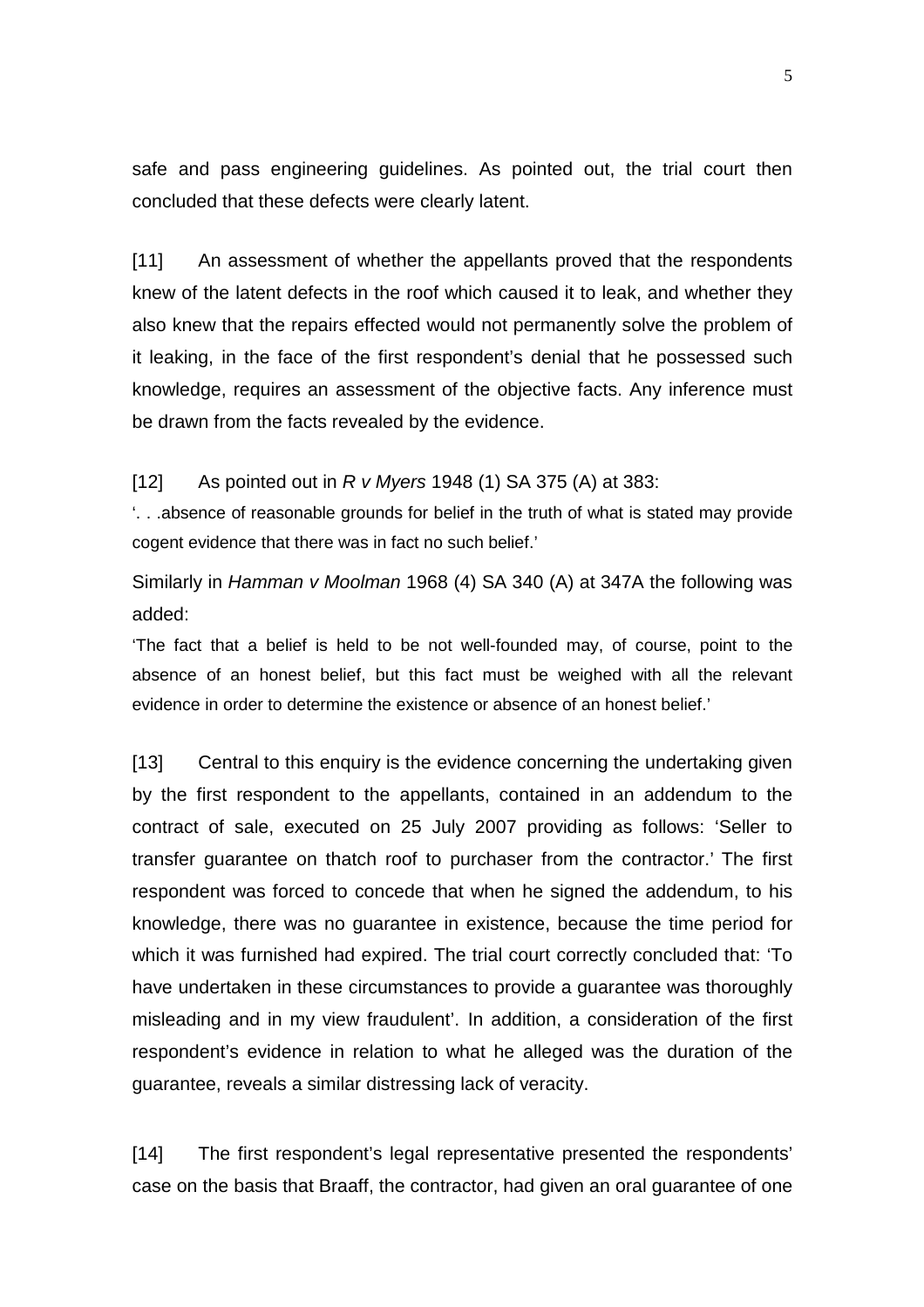safe and pass engineering guidelines. As pointed out, the trial court then concluded that these defects were clearly latent.

[11] An assessment of whether the appellants proved that the respondents knew of the latent defects in the roof which caused it to leak, and whether they also knew that the repairs effected would not permanently solve the problem of it leaking, in the face of the first respondent's denial that he possessed such knowledge, requires an assessment of the objective facts. Any inference must be drawn from the facts revealed by the evidence.

[12] As pointed out in *R v Myers* 1948 (1) SA 375 (A) at 383:

'. . .absence of reasonable grounds for belief in the truth of what is stated may provide cogent evidence that there was in fact no such belief.'

Similarly in *Hamman v Moolman* 1968 (4) SA 340 (A) at 347A the following was added:

'The fact that a belief is held to be not well-founded may, of course, point to the absence of an honest belief, but this fact must be weighed with all the relevant evidence in order to determine the existence or absence of an honest belief.'

[13] Central to this enquiry is the evidence concerning the undertaking given by the first respondent to the appellants, contained in an addendum to the contract of sale, executed on 25 July 2007 providing as follows: 'Seller to transfer guarantee on thatch roof to purchaser from the contractor.' The first respondent was forced to concede that when he signed the addendum, to his knowledge, there was no guarantee in existence, because the time period for which it was furnished had expired. The trial court correctly concluded that: 'To have undertaken in these circumstances to provide a guarantee was thoroughly misleading and in my view fraudulent'. In addition, a consideration of the first respondent's evidence in relation to what he alleged was the duration of the guarantee, reveals a similar distressing lack of veracity.

[14] The first respondent's legal representative presented the respondents' case on the basis that Braaff, the contractor, had given an oral guarantee of one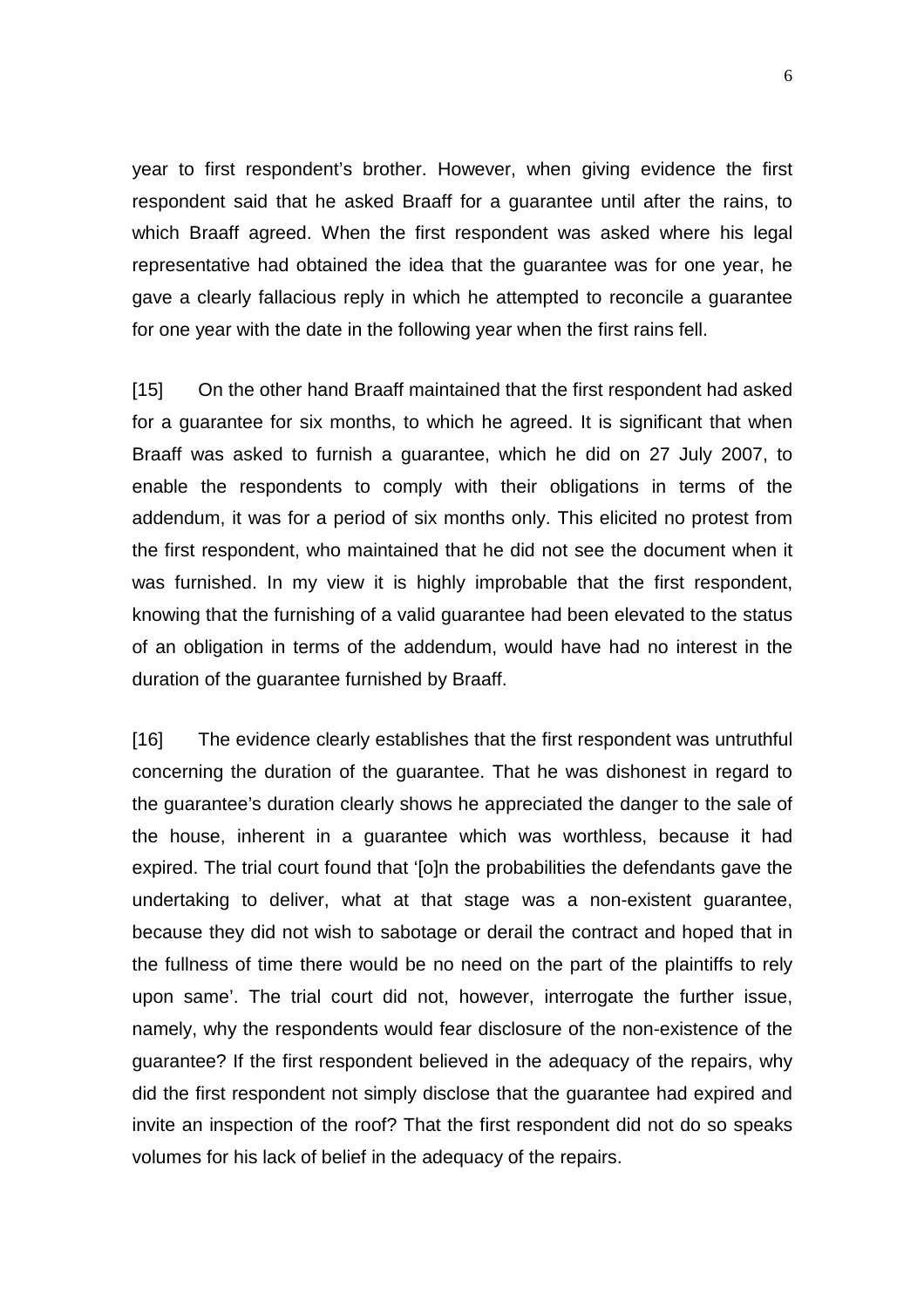year to first respondent's brother. However, when giving evidence the first respondent said that he asked Braaff for a guarantee until after the rains, to which Braaff agreed. When the first respondent was asked where his legal representative had obtained the idea that the guarantee was for one year, he gave a clearly fallacious reply in which he attempted to reconcile a guarantee for one year with the date in the following year when the first rains fell.

[15] On the other hand Braaff maintained that the first respondent had asked for a guarantee for six months, to which he agreed. It is significant that when Braaff was asked to furnish a guarantee, which he did on 27 July 2007, to enable the respondents to comply with their obligations in terms of the addendum, it was for a period of six months only. This elicited no protest from the first respondent, who maintained that he did not see the document when it was furnished. In my view it is highly improbable that the first respondent, knowing that the furnishing of a valid guarantee had been elevated to the status of an obligation in terms of the addendum, would have had no interest in the duration of the guarantee furnished by Braaff.

[16] The evidence clearly establishes that the first respondent was untruthful concerning the duration of the guarantee. That he was dishonest in regard to the guarantee's duration clearly shows he appreciated the danger to the sale of the house, inherent in a guarantee which was worthless, because it had expired. The trial court found that '[o]n the probabilities the defendants gave the undertaking to deliver, what at that stage was a non-existent guarantee, because they did not wish to sabotage or derail the contract and hoped that in the fullness of time there would be no need on the part of the plaintiffs to rely upon same'. The trial court did not, however, interrogate the further issue, namely, why the respondents would fear disclosure of the non-existence of the guarantee? If the first respondent believed in the adequacy of the repairs, why did the first respondent not simply disclose that the guarantee had expired and invite an inspection of the roof? That the first respondent did not do so speaks volumes for his lack of belief in the adequacy of the repairs.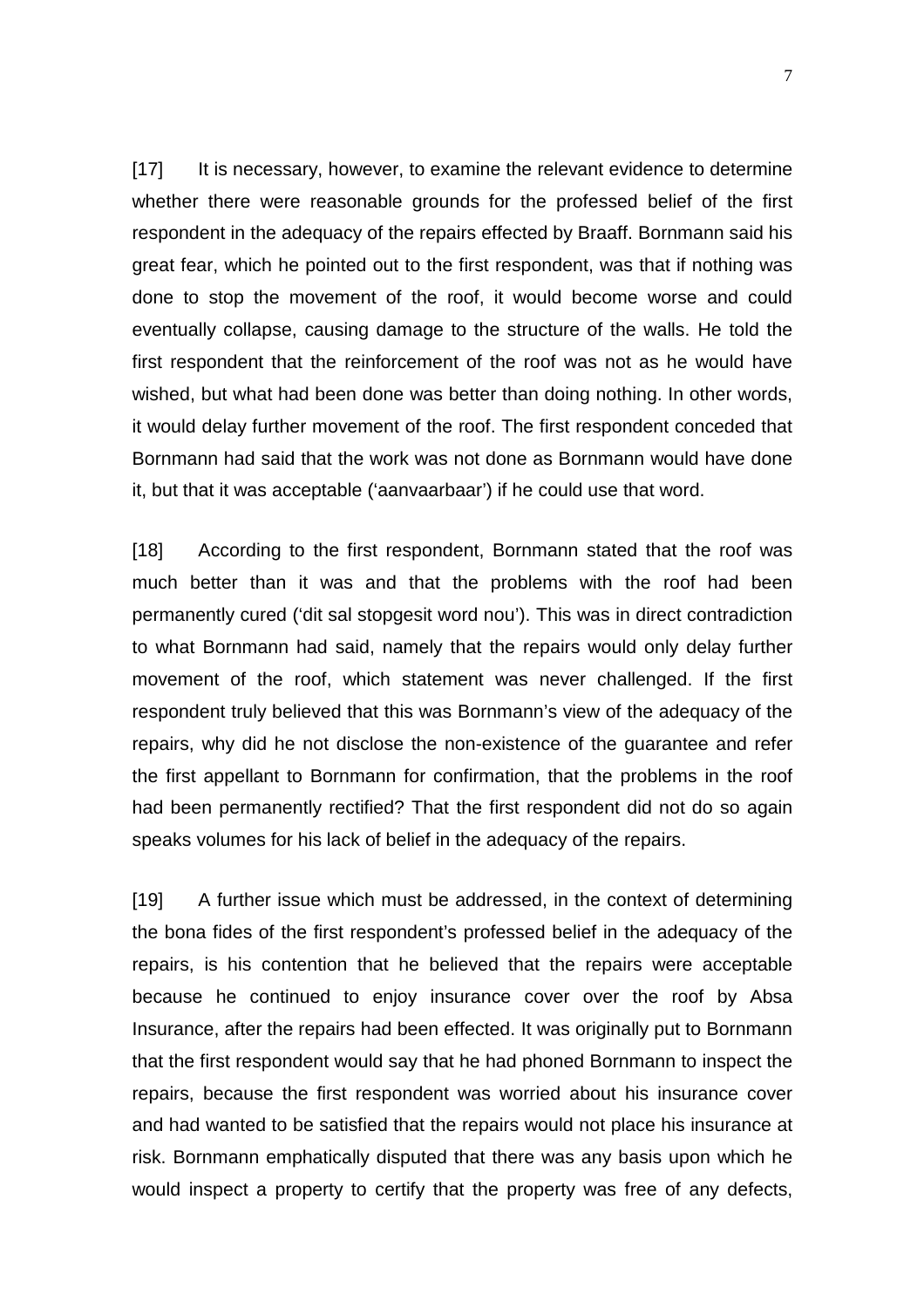[17] It is necessary, however, to examine the relevant evidence to determine whether there were reasonable grounds for the professed belief of the first respondent in the adequacy of the repairs effected by Braaff. Bornmann said his great fear, which he pointed out to the first respondent, was that if nothing was done to stop the movement of the roof, it would become worse and could eventually collapse, causing damage to the structure of the walls. He told the first respondent that the reinforcement of the roof was not as he would have wished, but what had been done was better than doing nothing. In other words, it would delay further movement of the roof. The first respondent conceded that Bornmann had said that the work was not done as Bornmann would have done it, but that it was acceptable ('aanvaarbaar') if he could use that word.

[18] According to the first respondent, Bornmann stated that the roof was much better than it was and that the problems with the roof had been permanently cured ('dit sal stopgesit word nou'). This was in direct contradiction to what Bornmann had said, namely that the repairs would only delay further movement of the roof, which statement was never challenged. If the first respondent truly believed that this was Bornmann's view of the adequacy of the repairs, why did he not disclose the non-existence of the guarantee and refer the first appellant to Bornmann for confirmation, that the problems in the roof had been permanently rectified? That the first respondent did not do so again speaks volumes for his lack of belief in the adequacy of the repairs.

[19] A further issue which must be addressed, in the context of determining the bona fides of the first respondent's professed belief in the adequacy of the repairs, is his contention that he believed that the repairs were acceptable because he continued to enjoy insurance cover over the roof by Absa Insurance, after the repairs had been effected. It was originally put to Bornmann that the first respondent would say that he had phoned Bornmann to inspect the repairs, because the first respondent was worried about his insurance cover and had wanted to be satisfied that the repairs would not place his insurance at risk. Bornmann emphatically disputed that there was any basis upon which he would inspect a property to certify that the property was free of any defects,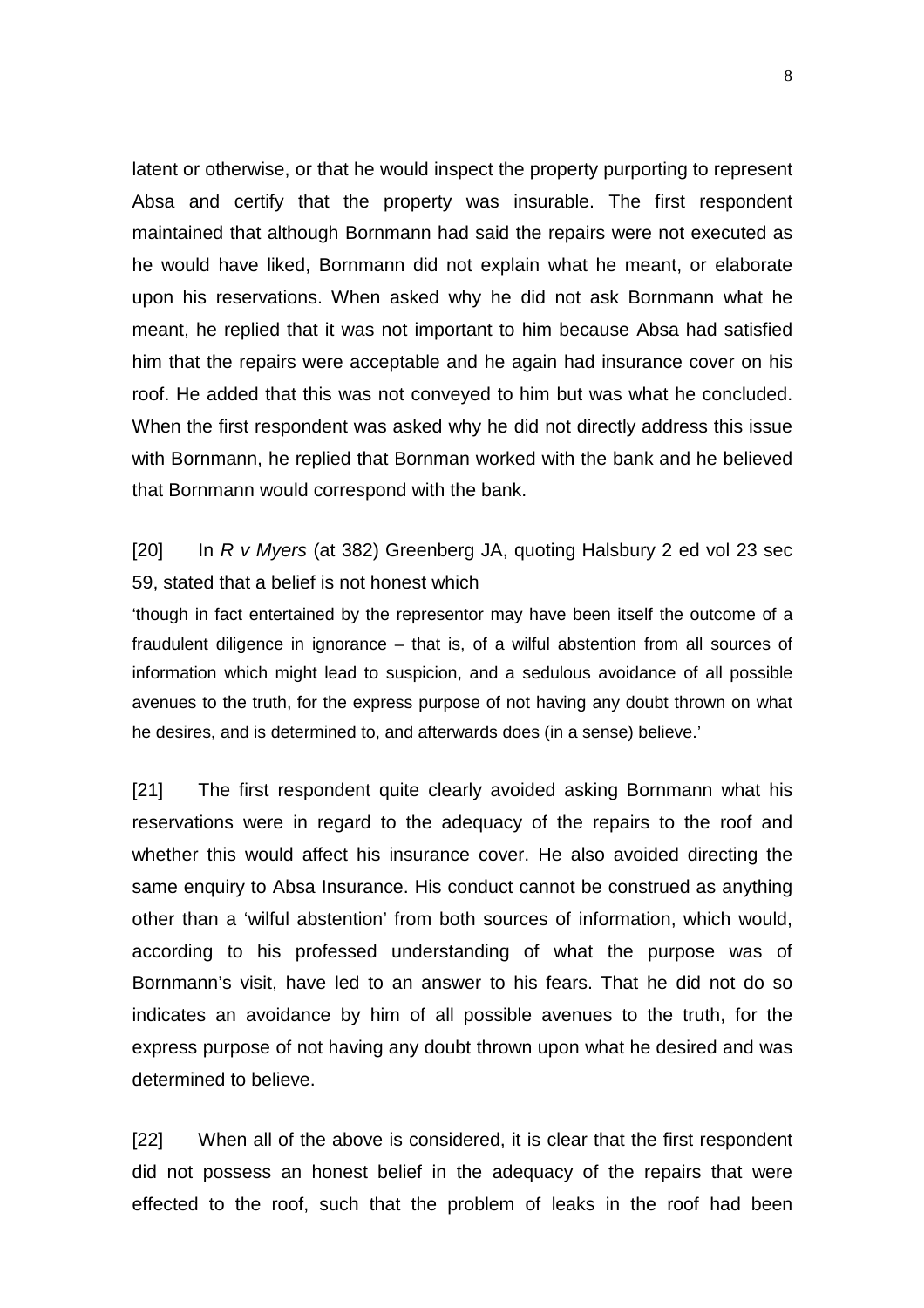latent or otherwise, or that he would inspect the property purporting to represent Absa and certify that the property was insurable. The first respondent maintained that although Bornmann had said the repairs were not executed as he would have liked, Bornmann did not explain what he meant, or elaborate upon his reservations. When asked why he did not ask Bornmann what he meant, he replied that it was not important to him because Absa had satisfied him that the repairs were acceptable and he again had insurance cover on his roof. He added that this was not conveyed to him but was what he concluded. When the first respondent was asked why he did not directly address this issue with Bornmann, he replied that Bornman worked with the bank and he believed that Bornmann would correspond with the bank.

[20] In *R v Myers* (at 382) Greenberg JA, quoting Halsbury 2 ed vol 23 sec 59, stated that a belief is not honest which

> 'though in fact entertained by the representor may have been itself the outcome of a fraudulent diligence in ignorance – that is, of a wilful abstention from all sources of information which might lead to suspicion, and a sedulous avoidance of all possible avenues to the truth, for the express purpose of not having any doubt thrown on what he desires, and is determined to, and afterwards does (in a sense) believe.'

[21] The first respondent quite clearly avoided asking Bornmann what his reservations were in regard to the adequacy of the repairs to the roof and whether this would affect his insurance cover. He also avoided directing the same enquiry to Absa Insurance. His conduct cannot be construed as anything other than a 'wilful abstention' from both sources of information, which would, according to his professed understanding of what the purpose was of Bornmann's visit, have led to an answer to his fears. That he did not do so indicates an avoidance by him of all possible avenues to the truth, for the express purpose of not having any doubt thrown upon what he desired and was determined to believe.

[22] When all of the above is considered, it is clear that the first respondent did not possess an honest belief in the adequacy of the repairs that were effected to the roof, such that the problem of leaks in the roof had been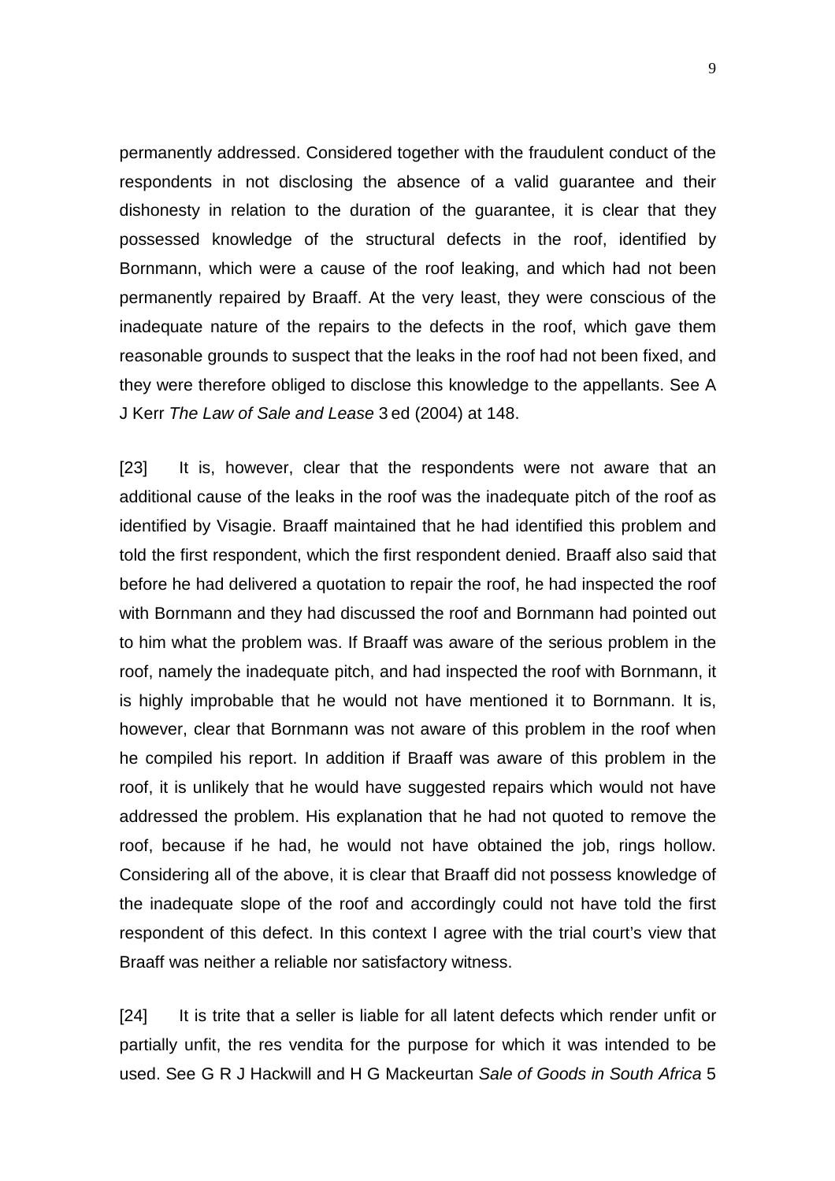permanently addressed. Considered together with the fraudulent conduct of the respondents in not disclosing the absence of a valid guarantee and their dishonesty in relation to the duration of the guarantee, it is clear that they possessed knowledge of the structural defects in the roof, identified by Bornmann, which were a cause of the roof leaking, and which had not been permanently repaired by Braaff. At the very least, they were conscious of the inadequate nature of the repairs to the defects in the roof, which gave them reasonable grounds to suspect that the leaks in the roof had not been fixed, and they were therefore obliged to disclose this knowledge to the appellants. See A J Kerr *The Law of Sale and Lease* 3 ed (2004) at 148.

[23] It is, however, clear that the respondents were not aware that an additional cause of the leaks in the roof was the inadequate pitch of the roof as identified by Visagie. Braaff maintained that he had identified this problem and told the first respondent, which the first respondent denied. Braaff also said that before he had delivered a quotation to repair the roof, he had inspected the roof with Bornmann and they had discussed the roof and Bornmann had pointed out to him what the problem was. If Braaff was aware of the serious problem in the roof, namely the inadequate pitch, and had inspected the roof with Bornmann, it is highly improbable that he would not have mentioned it to Bornmann. It is, however, clear that Bornmann was not aware of this problem in the roof when he compiled his report. In addition if Braaff was aware of this problem in the roof, it is unlikely that he would have suggested repairs which would not have addressed the problem. His explanation that he had not quoted to remove the roof, because if he had, he would not have obtained the job, rings hollow. Considering all of the above, it is clear that Braaff did not possess knowledge of the inadequate slope of the roof and accordingly could not have told the first respondent of this defect. In this context I agree with the trial court's view that Braaff was neither a reliable nor satisfactory witness.

[24] It is trite that a seller is liable for all latent defects which render unfit or partially unfit, the res vendita for the purpose for which it was intended to be used. See G R J Hackwill and H G Mackeurtan *Sale of Goods in South Africa* 5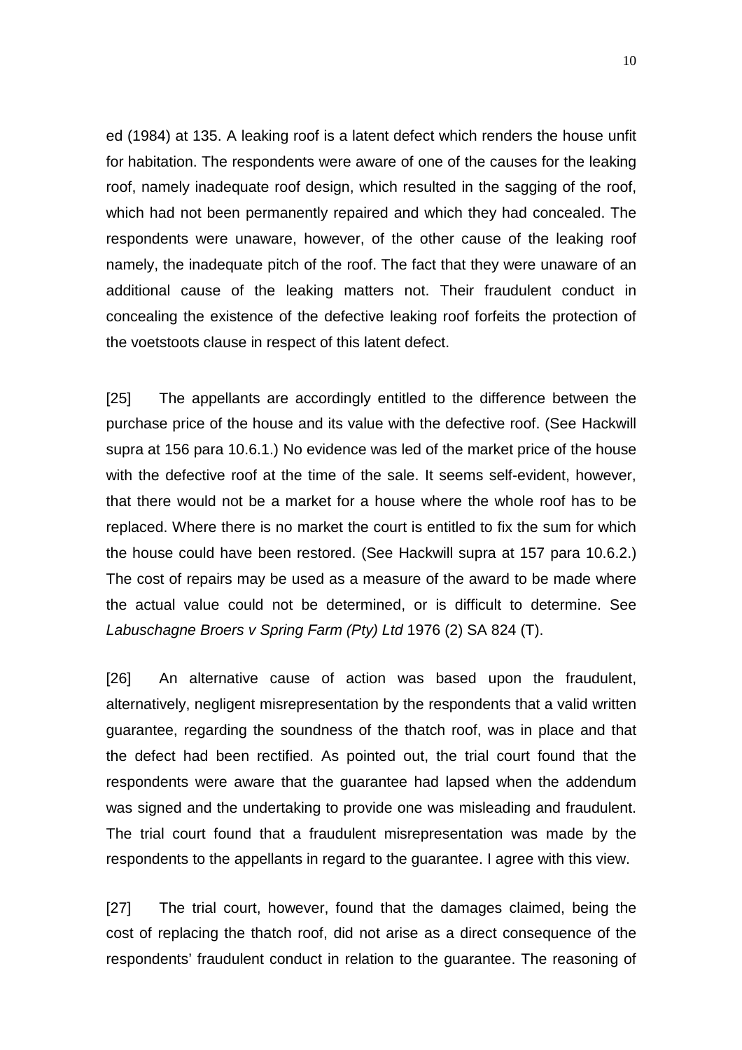ed (1984) at 135. A leaking roof is a latent defect which renders the house unfit for habitation. The respondents were aware of one of the causes for the leaking roof, namely inadequate roof design, which resulted in the sagging of the roof, which had not been permanently repaired and which they had concealed. The respondents were unaware, however, of the other cause of the leaking roof namely, the inadequate pitch of the roof. The fact that they were unaware of an additional cause of the leaking matters not. Their fraudulent conduct in concealing the existence of the defective leaking roof forfeits the protection of the voetstoots clause in respect of this latent defect.

[25] The appellants are accordingly entitled to the difference between the purchase price of the house and its value with the defective roof. (See Hackwill supra at 156 para 10.6.1.) No evidence was led of the market price of the house with the defective roof at the time of the sale. It seems self-evident, however, that there would not be a market for a house where the whole roof has to be replaced. Where there is no market the court is entitled to fix the sum for which the house could have been restored. (See Hackwill supra at 157 para 10.6.2.) The cost of repairs may be used as a measure of the award to be made where the actual value could not be determined, or is difficult to determine. See *Labuschagne Broers v Spring Farm (Pty) Ltd* 1976 (2) SA 824 (T).

[26] An alternative cause of action was based upon the fraudulent, alternatively, negligent misrepresentation by the respondents that a valid written guarantee, regarding the soundness of the thatch roof, was in place and that the defect had been rectified. As pointed out, the trial court found that the respondents were aware that the guarantee had lapsed when the addendum was signed and the undertaking to provide one was misleading and fraudulent. The trial court found that a fraudulent misrepresentation was made by the respondents to the appellants in regard to the guarantee. I agree with this view.

[27] The trial court, however, found that the damages claimed, being the cost of replacing the thatch roof, did not arise as a direct consequence of the respondents' fraudulent conduct in relation to the guarantee. The reasoning of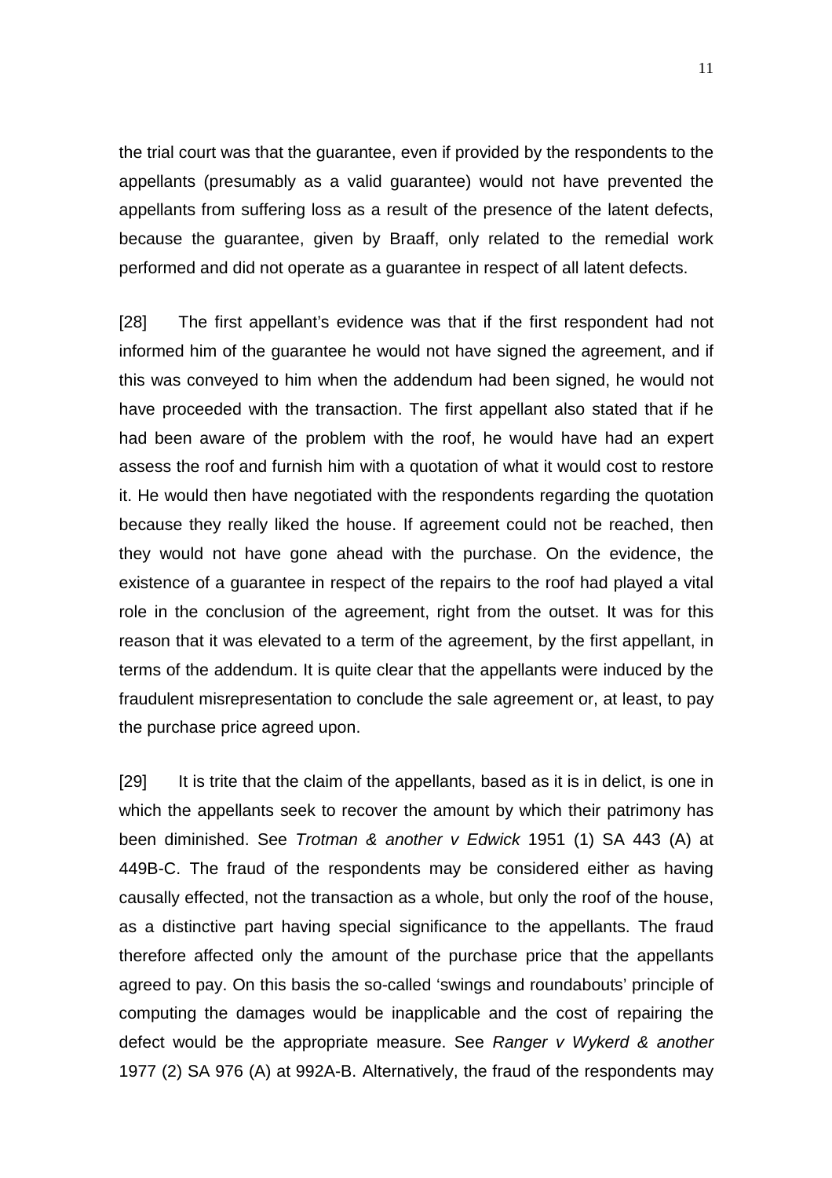the trial court was that the guarantee, even if provided by the respondents to the appellants (presumably as a valid guarantee) would not have prevented the appellants from suffering loss as a result of the presence of the latent defects, because the guarantee, given by Braaff, only related to the remedial work performed and did not operate as a guarantee in respect of all latent defects.

[28] The first appellant's evidence was that if the first respondent had not informed him of the guarantee he would not have signed the agreement, and if this was conveyed to him when the addendum had been signed, he would not have proceeded with the transaction. The first appellant also stated that if he had been aware of the problem with the roof, he would have had an expert assess the roof and furnish him with a quotation of what it would cost to restore it. He would then have negotiated with the respondents regarding the quotation because they really liked the house. If agreement could not be reached, then they would not have gone ahead with the purchase. On the evidence, the existence of a guarantee in respect of the repairs to the roof had played a vital role in the conclusion of the agreement, right from the outset. It was for this reason that it was elevated to a term of the agreement, by the first appellant, in terms of the addendum. It is quite clear that the appellants were induced by the fraudulent misrepresentation to conclude the sale agreement or, at least, to pay the purchase price agreed upon.

[29] It is trite that the claim of the appellants, based as it is in delict, is one in which the appellants seek to recover the amount by which their patrimony has been diminished. See *Trotman & another v Edwick* 1951 (1) SA 443 (A) at 449B-C. The fraud of the respondents may be considered either as having causally effected, not the transaction as a whole, but only the roof of the house, as a distinctive part having special significance to the appellants. The fraud therefore affected only the amount of the purchase price that the appellants agreed to pay. On this basis the so-called 'swings and roundabouts' principle of computing the damages would be inapplicable and the cost of repairing the defect would be the appropriate measure. See *Ranger v Wykerd & another* 1977 (2) SA 976 (A) at 992A-B. Alternatively, the fraud of the respondents may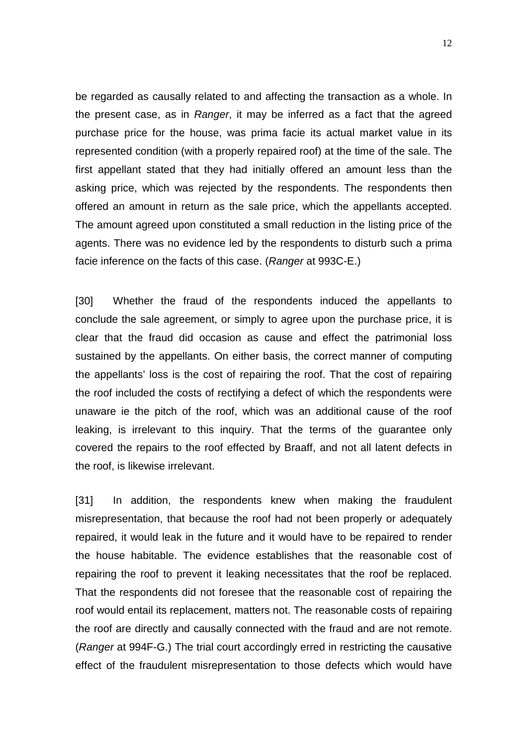be regarded as causally related to and affecting the transaction as a whole. In the present case, as in *Ranger*, it may be inferred as a fact that the agreed purchase price for the house, was prima facie its actual market value in its represented condition (with a properly repaired roof) at the time of the sale. The first appellant stated that they had initially offered an amount less than the asking price, which was rejected by the respondents. The respondents then offered an amount in return as the sale price, which the appellants accepted. The amount agreed upon constituted a small reduction in the listing price of the agents. There was no evidence led by the respondents to disturb such a prima facie inference on the facts of this case. (*Ranger* at 993C-E.)

[30] Whether the fraud of the respondents induced the appellants to conclude the sale agreement, or simply to agree upon the purchase price, it is clear that the fraud did occasion as cause and effect the patrimonial loss sustained by the appellants. On either basis, the correct manner of computing the appellants' loss is the cost of repairing the roof. That the cost of repairing the roof included the costs of rectifying a defect of which the respondents were unaware ie the pitch of the roof, which was an additional cause of the roof leaking, is irrelevant to this inquiry. That the terms of the guarantee only covered the repairs to the roof effected by Braaff, and not all latent defects in the roof, is likewise irrelevant.

[31] In addition, the respondents knew when making the fraudulent misrepresentation, that because the roof had not been properly or adequately repaired, it would leak in the future and it would have to be repaired to render the house habitable. The evidence establishes that the reasonable cost of repairing the roof to prevent it leaking necessitates that the roof be replaced. That the respondents did not foresee that the reasonable cost of repairing the roof would entail its replacement, matters not. The reasonable costs of repairing the roof are directly and causally connected with the fraud and are not remote. (*Ranger* at 994F-G.) The trial court accordingly erred in restricting the causative effect of the fraudulent misrepresentation to those defects which would have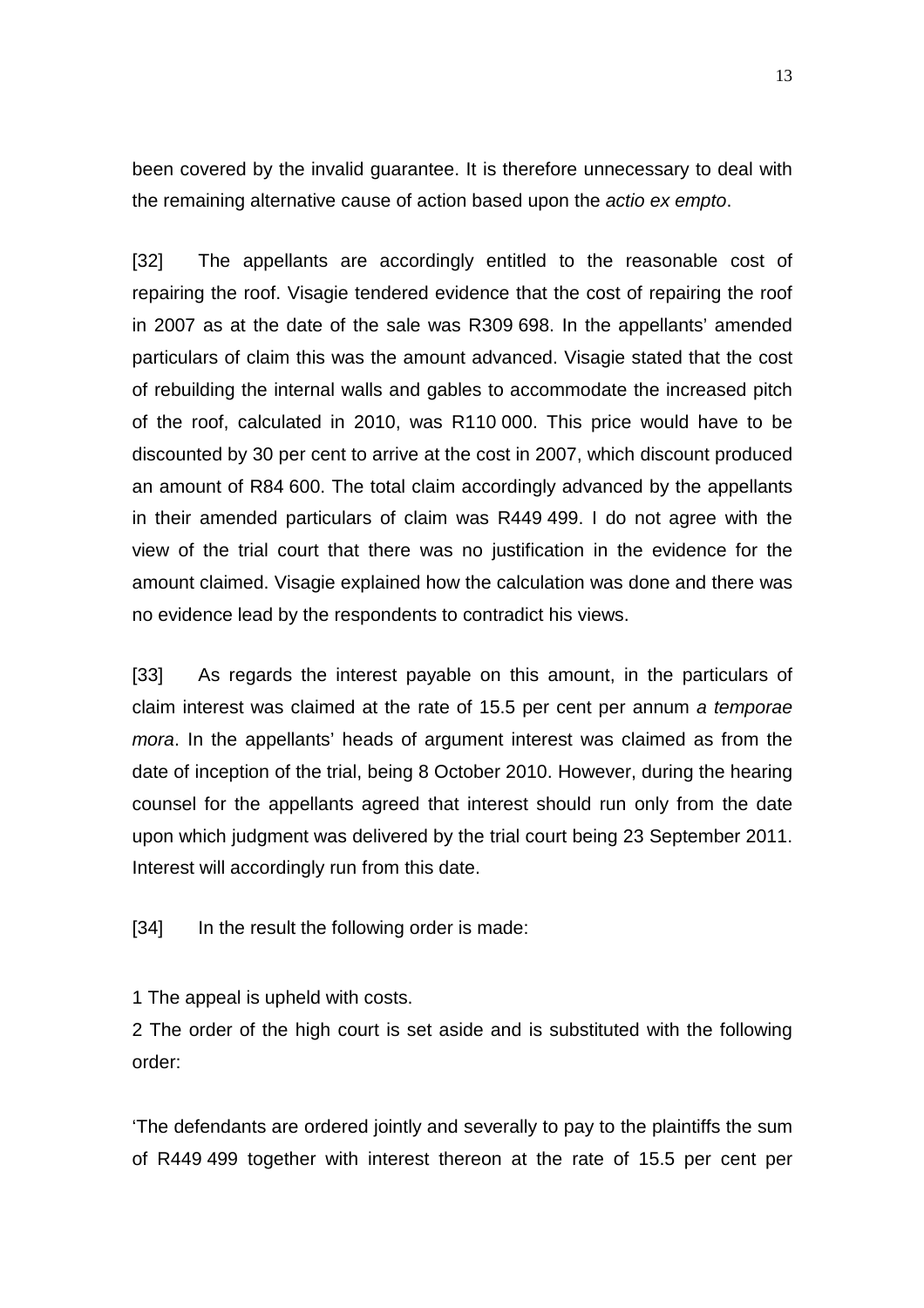been covered by the invalid guarantee. It is therefore unnecessary to deal with the remaining alternative cause of action based upon the *actio ex empto*.

[32] The appellants are accordingly entitled to the reasonable cost of repairing the roof. Visagie tendered evidence that the cost of repairing the roof in 2007 as at the date of the sale was R309 698. In the appellants' amended particulars of claim this was the amount advanced. Visagie stated that the cost of rebuilding the internal walls and gables to accommodate the increased pitch of the roof, calculated in 2010, was R110 000. This price would have to be discounted by 30 per cent to arrive at the cost in 2007, which discount produced an amount of R84 600. The total claim accordingly advanced by the appellants in their amended particulars of claim was R449 499. I do not agree with the view of the trial court that there was no justification in the evidence for the amount claimed. Visagie explained how the calculation was done and there was no evidence lead by the respondents to contradict his views.

[33] As regards the interest payable on this amount, in the particulars of claim interest was claimed at the rate of 15.5 per cent per annum *a temporae mora*. In the appellants' heads of argument interest was claimed as from the date of inception of the trial, being 8 October 2010. However, during the hearing counsel for the appellants agreed that interest should run only from the date upon which judgment was delivered by the trial court being 23 September 2011. Interest will accordingly run from this date.

[34] In the result the following order is made:

1 The appeal is upheld with costs.

2 The order of the high court is set aside and is substituted with the following order:

'The defendants are ordered jointly and severally to pay to the plaintiffs the sum of R449 499 together with interest thereon at the rate of 15.5 per cent per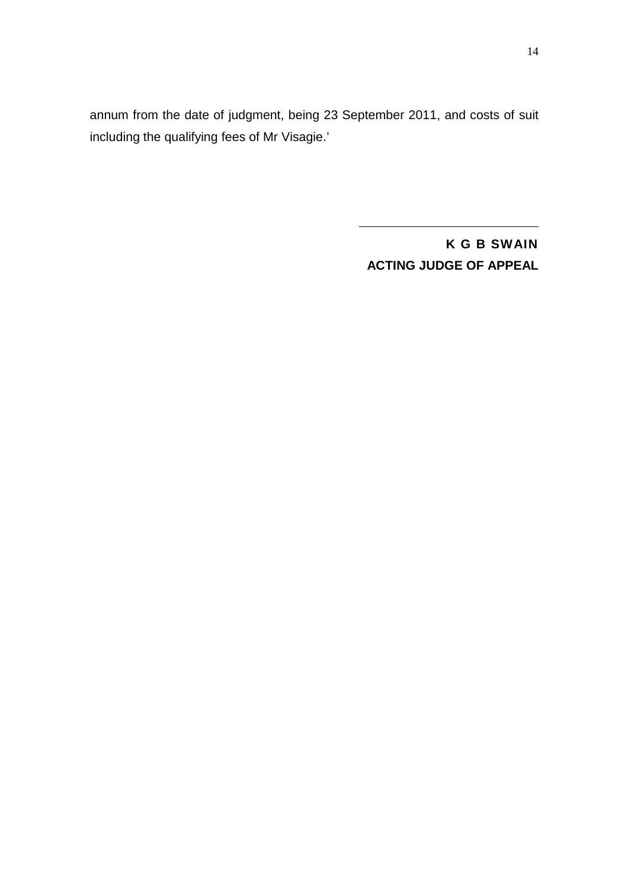annum from the date of judgment, being 23 September 2011, and costs of suit including the qualifying fees of Mr Visagie.'

**K G B SWAIN**
**ACTING JUDGE OF APPEAL**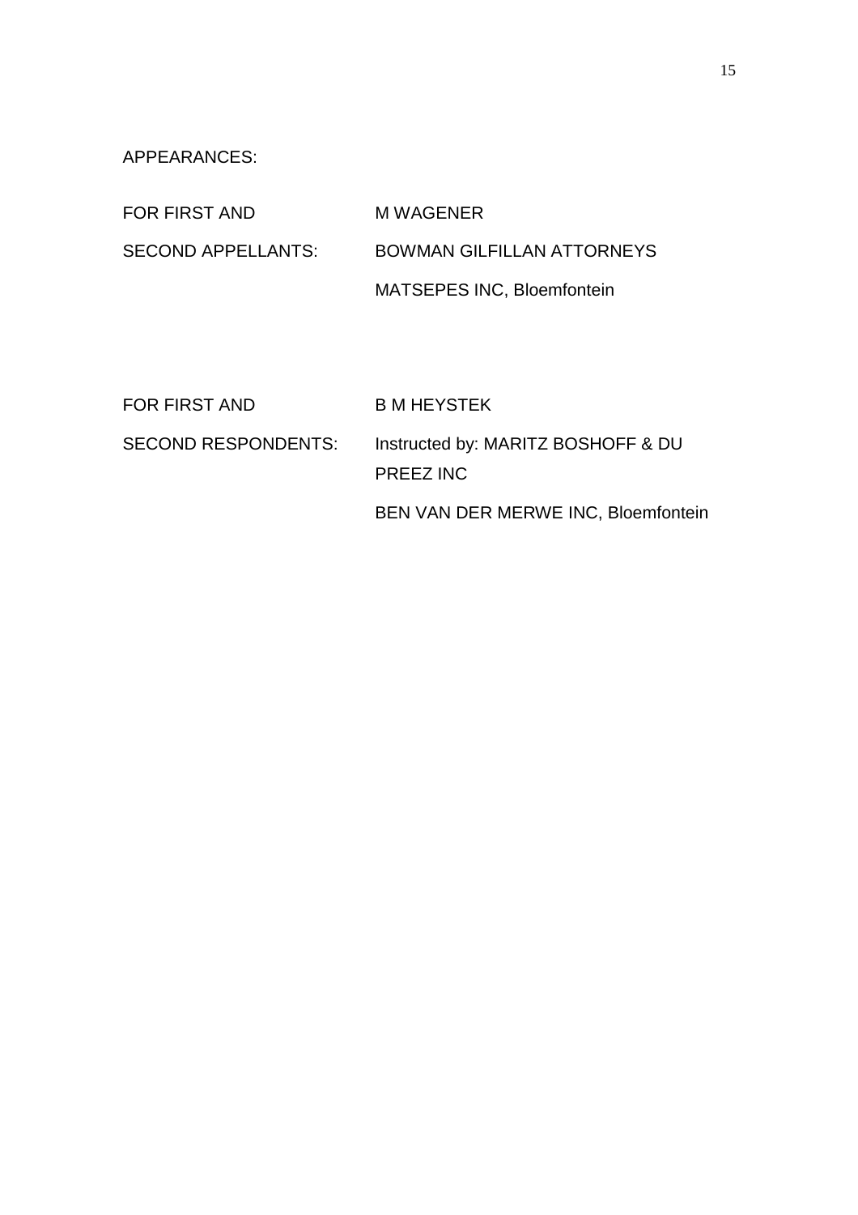APPEARANCES:

| | |
|---|---|
| FOR FIRST AND SECOND APPELLANTS: | M WAGENER |
| | BOWMAN GILFILLAN ATTORNEYS |
| | MATSEPES INC, Bloemfontein |
| FOR FIRST AND SECOND RESPONDENTS: | B M HEYSTEK |
| | Instructed by: MARITZ BOSHOFF & DU PREEZ INC |
| | BEN VAN DER MERWE INC, Bloemfontein |